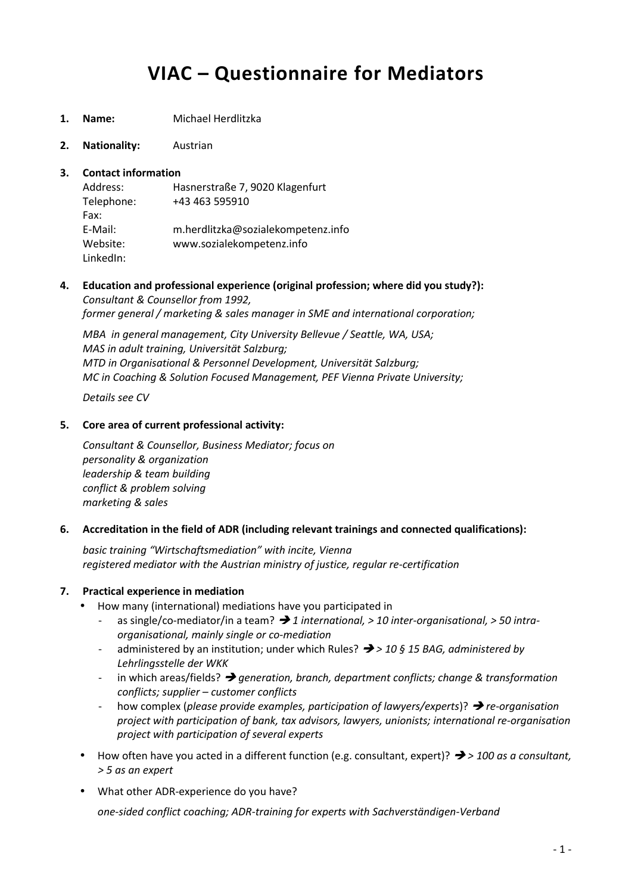# VIAC – Questionnaire for Mediators

1. **Name:** Michael Herdlitzka

2. **Nationality:** Austrian

3. **Contact information**

   Address: Hasnerstraße 7, 9020 Klagenfurt
   Telephone: +43 463 595910
   Fax:
   E-Mail: m.herdlitzka@sozialekompetenz.info
   Website: www.sozialekompetenz.info
   LinkedIn:

4. **Education and professional experience (original profession; where did you study?):**

   *Consultant & Counsellor from 1992,*
   *former general / marketing & sales manager in SME and international corporation;*

   *MBA in general management, City University Bellevue / Seattle, WA, USA;*
   *MAS in adult training, Universität Salzburg;*
   *MTD in Organisational & Personnel Development, Universität Salzburg;*
   *MC in Coaching & Solution Focused Management, PEF Vienna Private University;*

   *Details see CV*

5. **Core area of current professional activity:**

   *Consultant & Counsellor, Business Mediator; focus on*
   *personality & organization*
   *leadership & team building*
   *conflict & problem solving*
   *marketing & sales*

6. **Accreditation in the field of ADR (including relevant trainings and connected qualifications):**

   *basic training "Wirtschaftsmediation" with incite, Vienna*
   *registered mediator with the Austrian ministry of justice, regular re-certification*

7. **Practical experience in mediation**

   - How many (international) mediations have you participated in
     - as single/co-mediator/in a team? ➔ *1 international, > 10 inter-organisational, > 50 intra-organisational, mainly single or co-mediation*
     - administered by an institution; under which Rules? ➔ *> 10 § 15 BAG, administered by Lehrlingsstelle der WKK*
     - in which areas/fields? ➔ *generation, branch, department conflicts; change & transformation conflicts; supplier – customer conflicts*
     - how complex (*please provide examples, participation of lawyers/experts*)? ➔ *re-organisation project with participation of bank, tax advisors, lawyers, unionists; international re-organisation project with participation of several experts*
   - How often have you acted in a different function (e.g. consultant, expert)? ➔ *> 100 as a consultant, > 5 as an expert*
   - What other ADR-experience do you have?

     *one-sided conflict coaching; ADR-training for experts with Sachverständigen-Verband*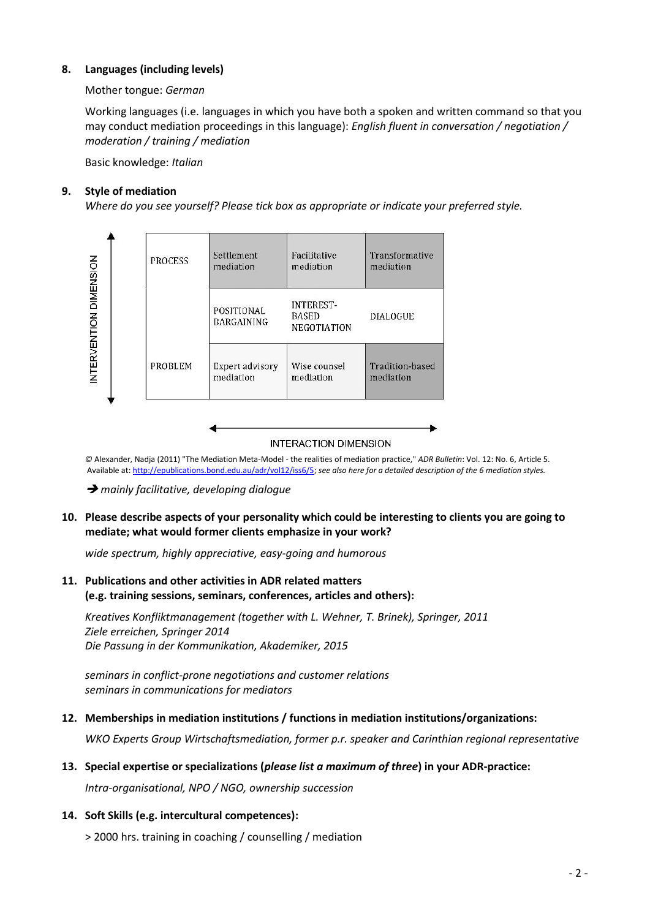**8. Languages (including levels)**

Mother tongue: *German*

Working languages (i.e. languages in which you have both a spoken and written command so that you may conduct mediation proceedings in this language): *English fluent in conversation / negotiation / moderation / training / mediation*

Basic knowledge: *Italian*

**9. Style of mediation**

*Where do you see yourself? Please tick box as appropriate or indicate your preferred style.*

| INTERVENTION DIMENSION | | | |
|---|---|---|---|
| PROCESS | Settlement mediation | Facilitative mediation | Transformative mediation |
| | POSITIONAL BARGAINING | INTEREST-BASED NEGOTIATION | DIALOGUE |
| PROBLEM | Expert advisory mediation | Wise counsel mediation | Tradition-based mediation |

INTERACTION DIMENSION

© Alexander, Nadja (2011) "The Mediation Meta-Model - the realities of mediation practice," *ADR Bulletin*: Vol. 12: No. 6, Article 5. Available at: http://epublications.bond.edu.au/adr/vol12/iss6/5; *see also here for a detailed description of the 6 mediation styles.*

➔ *mainly facilitative, developing dialogue*

**10. Please describe aspects of your personality which could be interesting to clients you are going to mediate; what would former clients emphasize in your work?**

*wide spectrum, highly appreciative, easy-going and humorous*

**11. Publications and other activities in ADR related matters (e.g. training sessions, seminars, conferences, articles and others):**

*Kreatives Konfliktmanagement (together with L. Wehner, T. Brinek), Springer, 2011*
*Ziele erreichen, Springer 2014*
*Die Passung in der Kommunikation, Akademiker, 2015*

*seminars in conflict-prone negotiations and customer relations*
*seminars in communications for mediators*

**12. Memberships in mediation institutions / functions in mediation institutions/organizations:**

*WKO Experts Group Wirtschaftsmediation, former p.r. speaker and Carinthian regional representative*

**13. Special expertise or specializations (*please list a maximum of three*) in your ADR-practice:**

*Intra-organisational, NPO / NGO, ownership succession*

**14. Soft Skills (e.g. intercultural competences):**

> 2000 hrs. training in coaching / counselling / mediation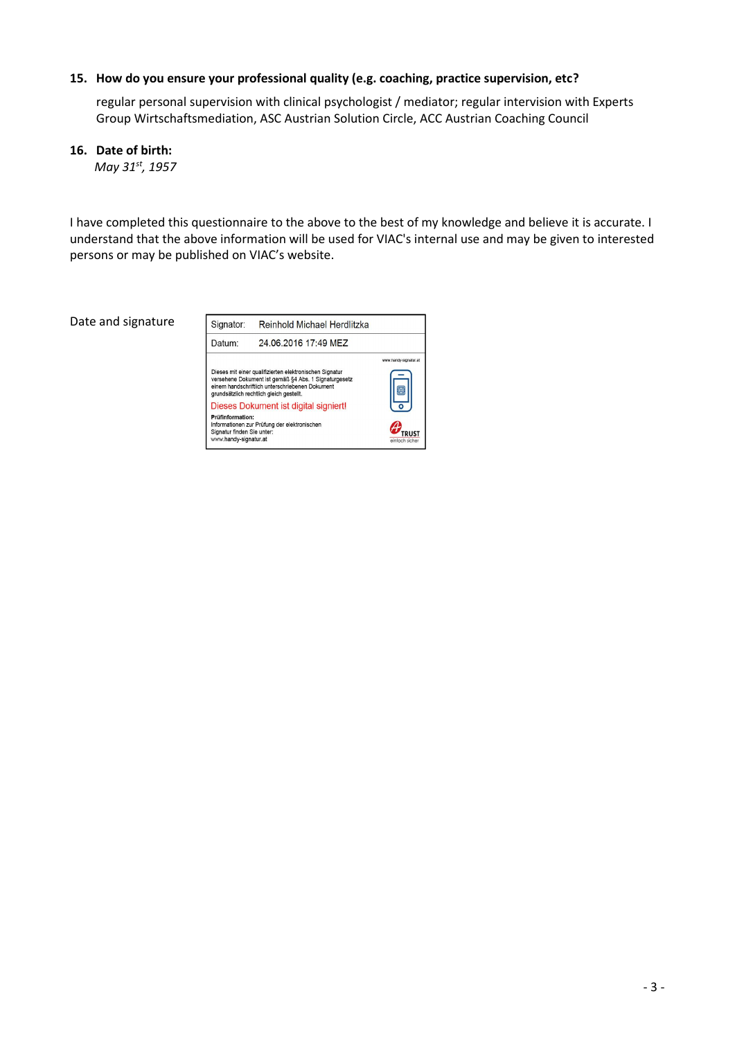15. **How do you ensure your professional quality (e.g. coaching, practice supervision, etc?**

    regular personal supervision with clinical psychologist / mediator; regular intervision with Experts Group Wirtschaftsmediation, ASC Austrian Solution Circle, ACC Austrian Coaching Council

16. **Date of birth:**

    *May 31st, 1957*

I have completed this questionnaire to the above to the best of my knowledge and believe it is accurate. I understand that the above information will be used for VIAC's internal use and may be given to interested persons or may be published on VIAC's website.

Date and signature

| | |
|---|---|
| Signator: | Reinhold Michael Herdlitzka |
| Datum: | 24.06.2016 17:49 MEZ |

www.handy-signatur.at

Dieses mit einer qualifizierten elektronischen Signatur versehene Dokument ist gemäß §4 Abs. 1 Signaturgesetz einem handschriftlich unterschriebenen Dokument grundsätzlich rechtlich gleich gestellt.

Dieses Dokument ist digital signiert!

**Prüfinformation:**
Informationen zur Prüfung der elektronischen Signatur finden Sie unter: www.handy-signatur.at

A-TRUST einfach sicher